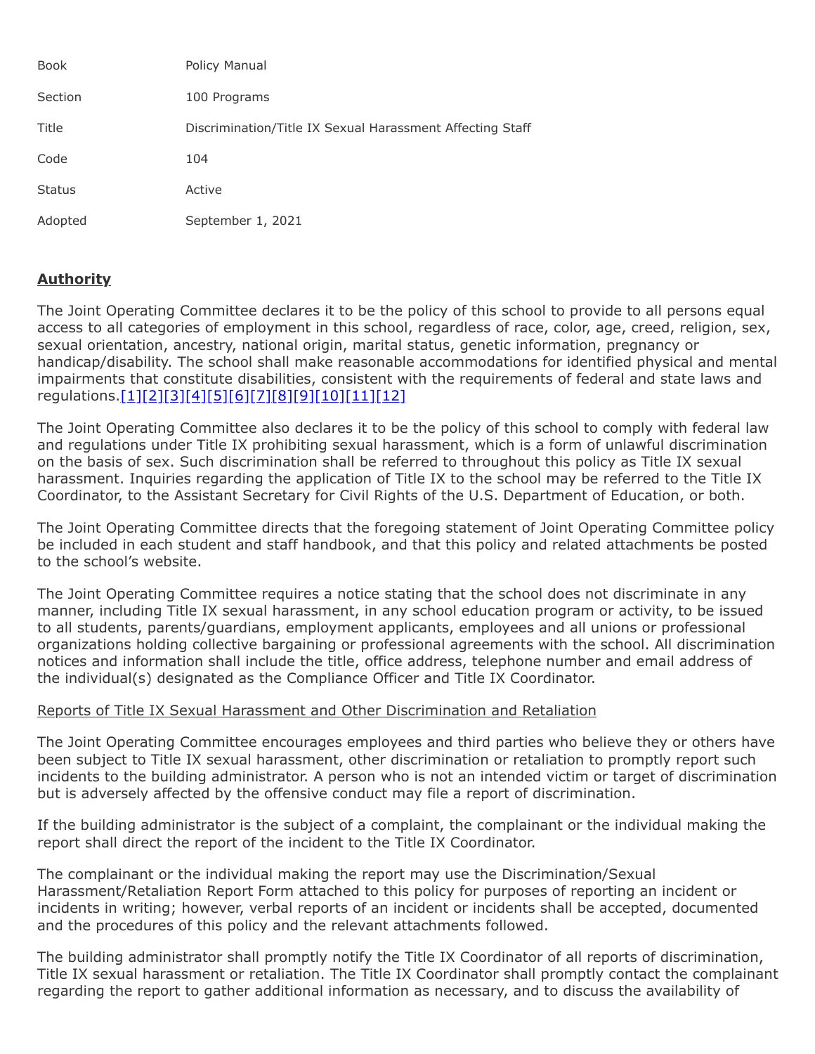| | |
|---|---|
| Book | Policy Manual |
| Section | 100 Programs |
| Title | Discrimination/Title IX Sexual Harassment Affecting Staff |
| Code | 104 |
| Status | Active |
| Adopted | September 1, 2021 |

## **Authority**

The Joint Operating Committee declares it to be the policy of this school to provide to all persons equal access to all categories of employment in this school, regardless of race, color, age, creed, religion, sex, sexual orientation, ancestry, national origin, marital status, genetic information, pregnancy or handicap/disability. The school shall make reasonable accommodations for identified physical and mental impairments that constitute disabilities, consistent with the requirements of federal and state laws and regulations.[1][2][3][4][5][6][7][8][9][10][11][12]

The Joint Operating Committee also declares it to be the policy of this school to comply with federal law and regulations under Title IX prohibiting sexual harassment, which is a form of unlawful discrimination on the basis of sex. Such discrimination shall be referred to throughout this policy as Title IX sexual harassment. Inquiries regarding the application of Title IX to the school may be referred to the Title IX Coordinator, to the Assistant Secretary for Civil Rights of the U.S. Department of Education, or both.

The Joint Operating Committee directs that the foregoing statement of Joint Operating Committee policy be included in each student and staff handbook, and that this policy and related attachments be posted to the school's website.

The Joint Operating Committee requires a notice stating that the school does not discriminate in any manner, including Title IX sexual harassment, in any school education program or activity, to be issued to all students, parents/guardians, employment applicants, employees and all unions or professional organizations holding collective bargaining or professional agreements with the school. All discrimination notices and information shall include the title, office address, telephone number and email address of the individual(s) designated as the Compliance Officer and Title IX Coordinator.

Reports of Title IX Sexual Harassment and Other Discrimination and Retaliation

The Joint Operating Committee encourages employees and third parties who believe they or others have been subject to Title IX sexual harassment, other discrimination or retaliation to promptly report such incidents to the building administrator. A person who is not an intended victim or target of discrimination but is adversely affected by the offensive conduct may file a report of discrimination.

If the building administrator is the subject of a complaint, the complainant or the individual making the report shall direct the report of the incident to the Title IX Coordinator.

The complainant or the individual making the report may use the Discrimination/Sexual Harassment/Retaliation Report Form attached to this policy for purposes of reporting an incident or incidents in writing; however, verbal reports of an incident or incidents shall be accepted, documented and the procedures of this policy and the relevant attachments followed.

The building administrator shall promptly notify the Title IX Coordinator of all reports of discrimination, Title IX sexual harassment or retaliation. The Title IX Coordinator shall promptly contact the complainant regarding the report to gather additional information as necessary, and to discuss the availability of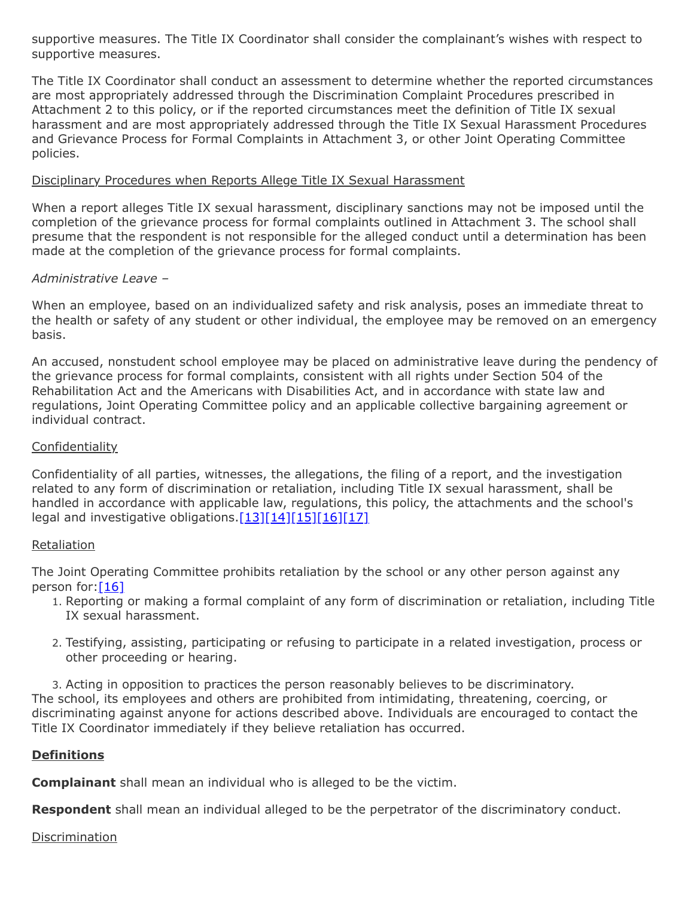supportive measures. The Title IX Coordinator shall consider the complainant's wishes with respect to supportive measures.

The Title IX Coordinator shall conduct an assessment to determine whether the reported circumstances are most appropriately addressed through the Discrimination Complaint Procedures prescribed in Attachment 2 to this policy, or if the reported circumstances meet the definition of Title IX sexual harassment and are most appropriately addressed through the Title IX Sexual Harassment Procedures and Grievance Process for Formal Complaints in Attachment 3, or other Joint Operating Committee policies.

Disciplinary Procedures when Reports Allege Title IX Sexual Harassment

When a report alleges Title IX sexual harassment, disciplinary sanctions may not be imposed until the completion of the grievance process for formal complaints outlined in Attachment 3. The school shall presume that the respondent is not responsible for the alleged conduct until a determination has been made at the completion of the grievance process for formal complaints.

*Administrative Leave –*

When an employee, based on an individualized safety and risk analysis, poses an immediate threat to the health or safety of any student or other individual, the employee may be removed on an emergency basis.

An accused, nonstudent school employee may be placed on administrative leave during the pendency of the grievance process for formal complaints, consistent with all rights under Section 504 of the Rehabilitation Act and the Americans with Disabilities Act, and in accordance with state law and regulations, Joint Operating Committee policy and an applicable collective bargaining agreement or individual contract.

Confidentiality

Confidentiality of all parties, witnesses, the allegations, the filing of a report, and the investigation related to any form of discrimination or retaliation, including Title IX sexual harassment, shall be handled in accordance with applicable law, regulations, this policy, the attachments and the school's legal and investigative obligations.[13][14][15][16][17]

Retaliation

The Joint Operating Committee prohibits retaliation by the school or any other person against any person for:[16]

1. Reporting or making a formal complaint of any form of discrimination or retaliation, including Title IX sexual harassment.
2. Testifying, assisting, participating or refusing to participate in a related investigation, process or other proceeding or hearing.
3. Acting in opposition to practices the person reasonably believes to be discriminatory.

The school, its employees and others are prohibited from intimidating, threatening, coercing, or discriminating against anyone for actions described above. Individuals are encouraged to contact the Title IX Coordinator immediately if they believe retaliation has occurred.

**Definitions**

**Complainant** shall mean an individual who is alleged to be the victim.

**Respondent** shall mean an individual alleged to be the perpetrator of the discriminatory conduct.

Discrimination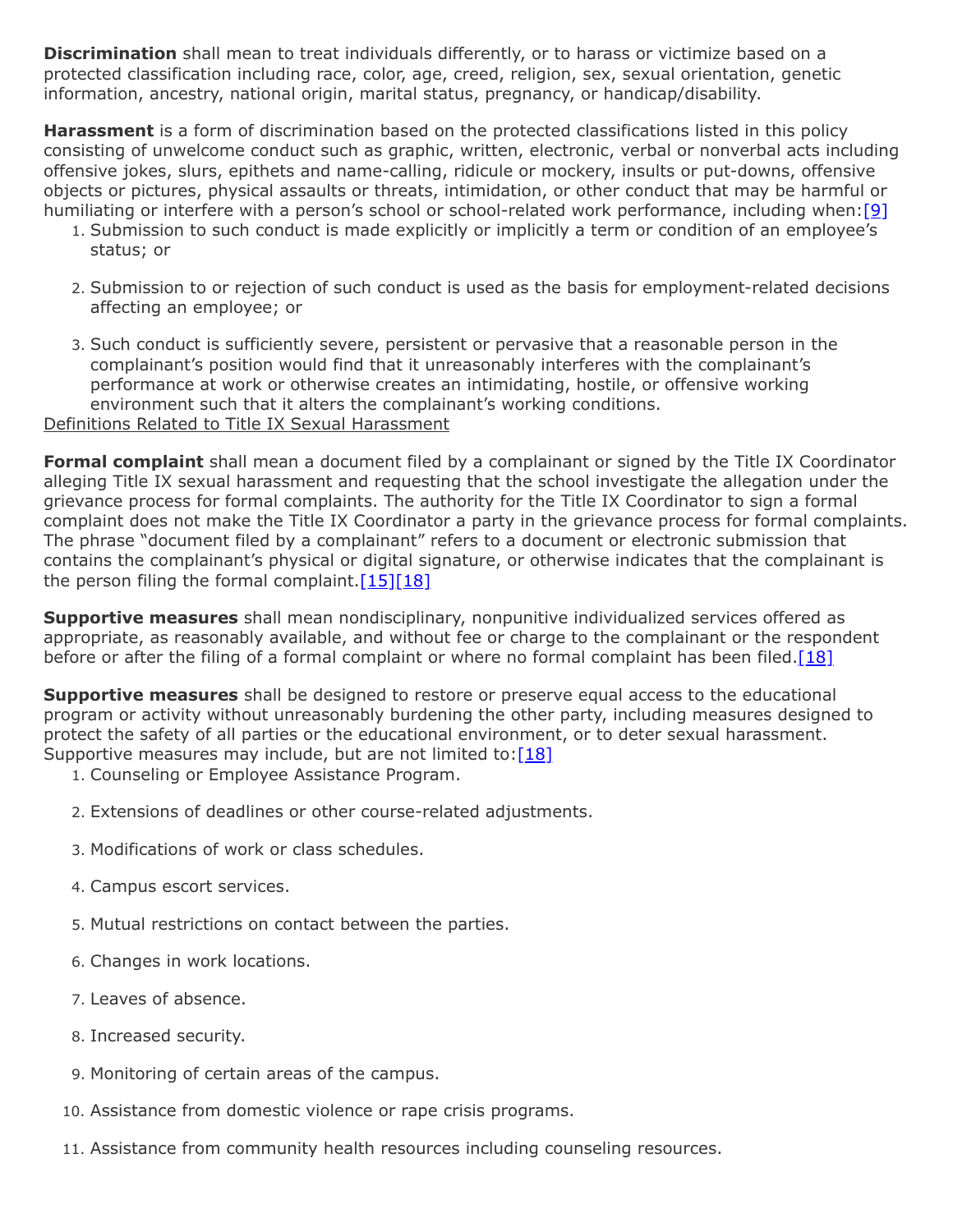**Discrimination** shall mean to treat individuals differently, or to harass or victimize based on a protected classification including race, color, age, creed, religion, sex, sexual orientation, genetic information, ancestry, national origin, marital status, pregnancy, or handicap/disability.

**Harassment** is a form of discrimination based on the protected classifications listed in this policy consisting of unwelcome conduct such as graphic, written, electronic, verbal or nonverbal acts including offensive jokes, slurs, epithets and name-calling, ridicule or mockery, insults or put-downs, offensive objects or pictures, physical assaults or threats, intimidation, or other conduct that may be harmful or humiliating or interfere with a person's school or school-related work performance, including when:[9]

1. Submission to such conduct is made explicitly or implicitly a term or condition of an employee's status; or
2. Submission to or rejection of such conduct is used as the basis for employment-related decisions affecting an employee; or
3. Such conduct is sufficiently severe, persistent or pervasive that a reasonable person in the complainant's position would find that it unreasonably interferes with the complainant's performance at work or otherwise creates an intimidating, hostile, or offensive working environment such that it alters the complainant's working conditions.

Definitions Related to Title IX Sexual Harassment

**Formal complaint** shall mean a document filed by a complainant or signed by the Title IX Coordinator alleging Title IX sexual harassment and requesting that the school investigate the allegation under the grievance process for formal complaints. The authority for the Title IX Coordinator to sign a formal complaint does not make the Title IX Coordinator a party in the grievance process for formal complaints. The phrase "document filed by a complainant" refers to a document or electronic submission that contains the complainant's physical or digital signature, or otherwise indicates that the complainant is the person filing the formal complaint.[15][18]

**Supportive measures** shall mean nondisciplinary, nonpunitive individualized services offered as appropriate, as reasonably available, and without fee or charge to the complainant or the respondent before or after the filing of a formal complaint or where no formal complaint has been filed.[18]

**Supportive measures** shall be designed to restore or preserve equal access to the educational program or activity without unreasonably burdening the other party, including measures designed to protect the safety of all parties or the educational environment, or to deter sexual harassment. Supportive measures may include, but are not limited to:[18]

1. Counseling or Employee Assistance Program.
2. Extensions of deadlines or other course-related adjustments.
3. Modifications of work or class schedules.
4. Campus escort services.
5. Mutual restrictions on contact between the parties.
6. Changes in work locations.
7. Leaves of absence.
8. Increased security.
9. Monitoring of certain areas of the campus.
10. Assistance from domestic violence or rape crisis programs.
11. Assistance from community health resources including counseling resources.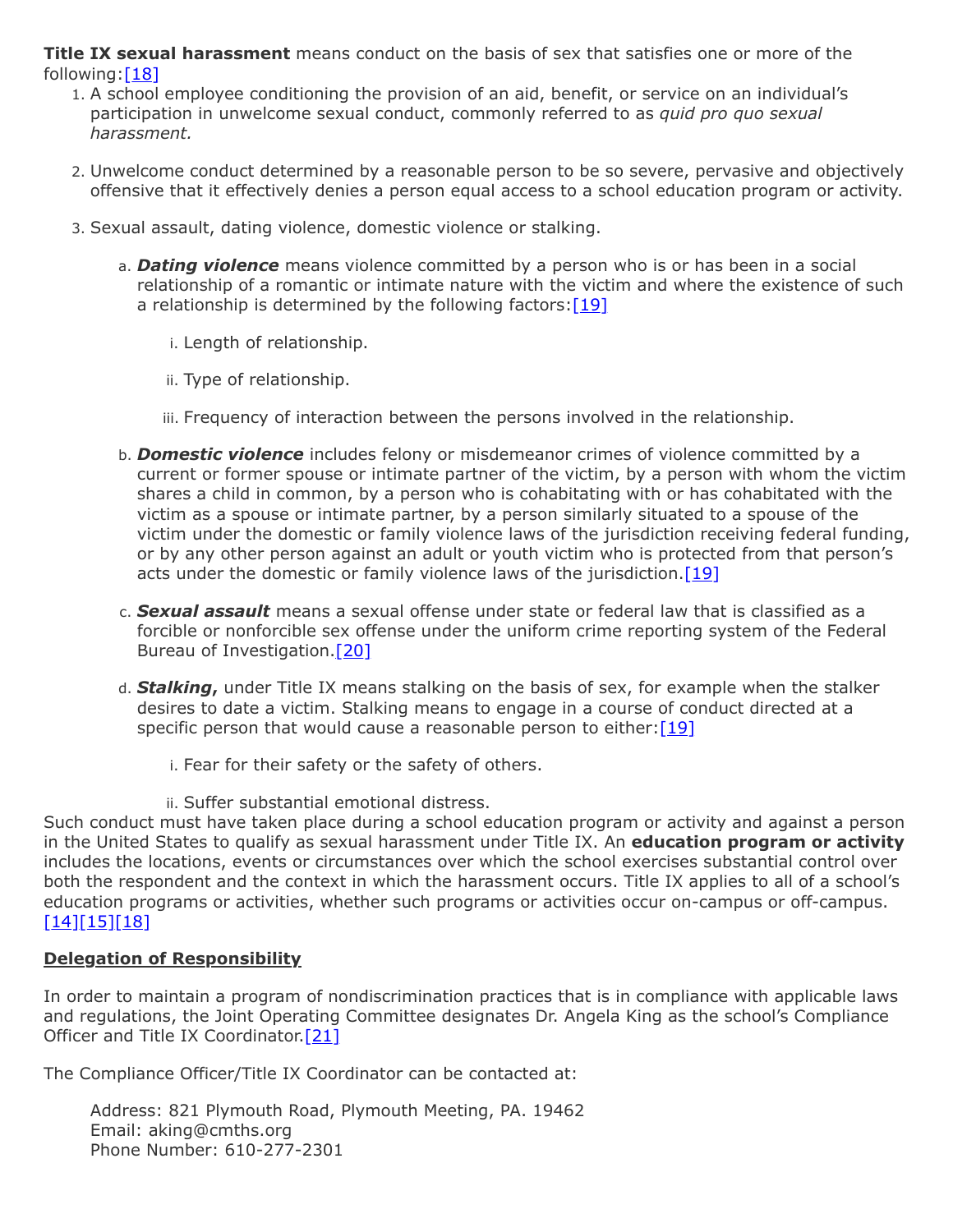**Title IX sexual harassment** means conduct on the basis of sex that satisfies one or more of the following:[18]

1. A school employee conditioning the provision of an aid, benefit, or service on an individual's participation in unwelcome sexual conduct, commonly referred to as *quid pro quo sexual harassment.*

2. Unwelcome conduct determined by a reasonable person to be so severe, pervasive and objectively offensive that it effectively denies a person equal access to a school education program or activity.

3. Sexual assault, dating violence, domestic violence or stalking.

   a. ***Dating violence*** means violence committed by a person who is or has been in a social relationship of a romantic or intimate nature with the victim and where the existence of such a relationship is determined by the following factors:[19]

      i. Length of relationship.

      ii. Type of relationship.

      iii. Frequency of interaction between the persons involved in the relationship.

   b. ***Domestic violence*** includes felony or misdemeanor crimes of violence committed by a current or former spouse or intimate partner of the victim, by a person with whom the victim shares a child in common, by a person who is cohabitating with or has cohabitated with the victim as a spouse or intimate partner, by a person similarly situated to a spouse of the victim under the domestic or family violence laws of the jurisdiction receiving federal funding, or by any other person against an adult or youth victim who is protected from that person's acts under the domestic or family violence laws of the jurisdiction.[19]

   c. ***Sexual assault*** means a sexual offense under state or federal law that is classified as a forcible or nonforcible sex offense under the uniform crime reporting system of the Federal Bureau of Investigation.[20]

   d. ***Stalking*****,** under Title IX means stalking on the basis of sex, for example when the stalker desires to date a victim. Stalking means to engage in a course of conduct directed at a specific person that would cause a reasonable person to either:[19]

      i. Fear for their safety or the safety of others.

      ii. Suffer substantial emotional distress.

Such conduct must have taken place during a school education program or activity and against a person in the United States to qualify as sexual harassment under Title IX. An **education program or activity** includes the locations, events or circumstances over which the school exercises substantial control over both the respondent and the context in which the harassment occurs. Title IX applies to all of a school's education programs or activities, whether such programs or activities occur on-campus or off-campus.[14][15][18]

**Delegation of Responsibility**

In order to maintain a program of nondiscrimination practices that is in compliance with applicable laws and regulations, the Joint Operating Committee designates Dr. Angela King as the school's Compliance Officer and Title IX Coordinator.[21]

The Compliance Officer/Title IX Coordinator can be contacted at:

Address: 821 Plymouth Road, Plymouth Meeting, PA. 19462
Email: aking@cmths.org
Phone Number: 610-277-2301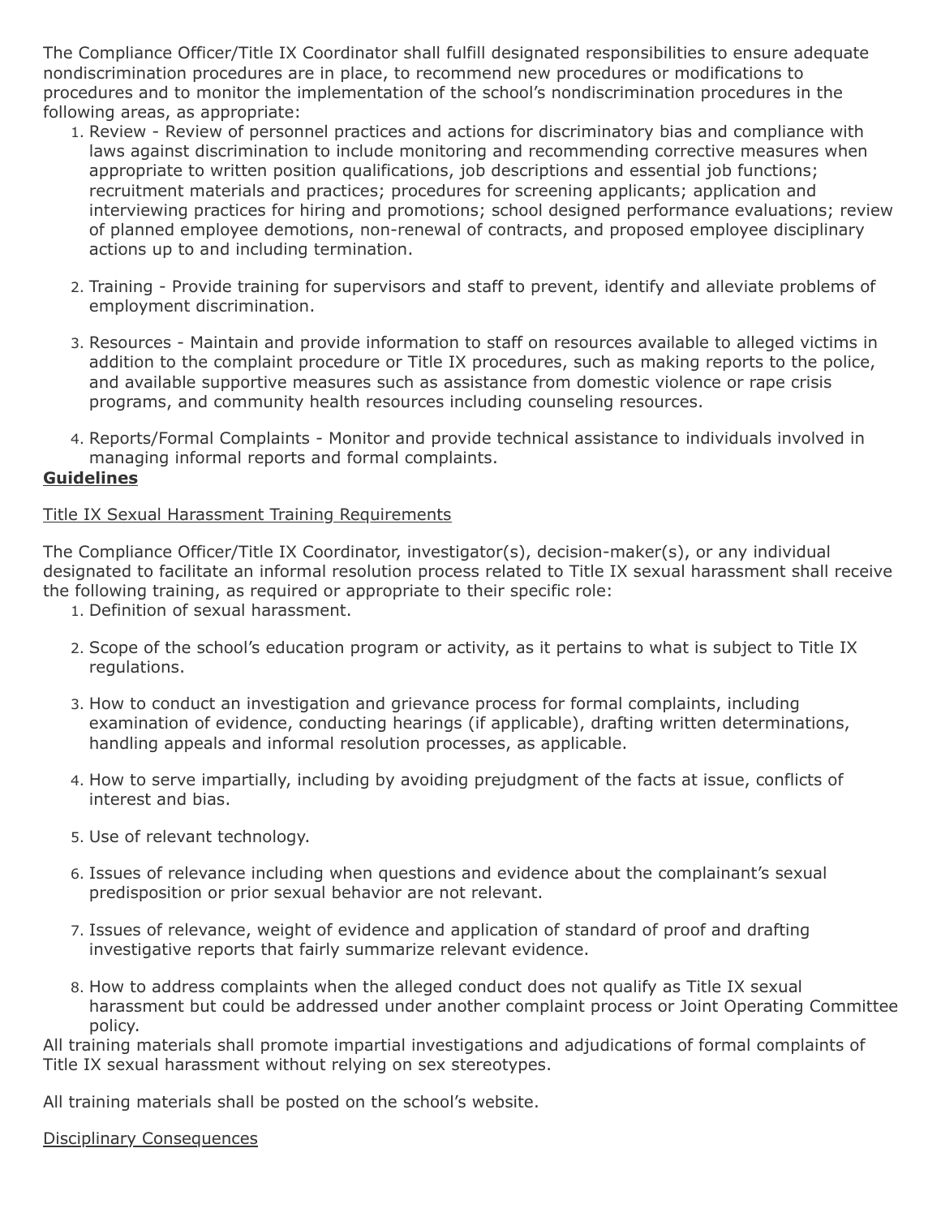The Compliance Officer/Title IX Coordinator shall fulfill designated responsibilities to ensure adequate nondiscrimination procedures are in place, to recommend new procedures or modifications to procedures and to monitor the implementation of the school's nondiscrimination procedures in the following areas, as appropriate:

1. Review - Review of personnel practices and actions for discriminatory bias and compliance with laws against discrimination to include monitoring and recommending corrective measures when appropriate to written position qualifications, job descriptions and essential job functions; recruitment materials and practices; procedures for screening applicants; application and interviewing practices for hiring and promotions; school designed performance evaluations; review of planned employee demotions, non-renewal of contracts, and proposed employee disciplinary actions up to and including termination.

2. Training - Provide training for supervisors and staff to prevent, identify and alleviate problems of employment discrimination.

3. Resources - Maintain and provide information to staff on resources available to alleged victims in addition to the complaint procedure or Title IX procedures, such as making reports to the police, and available supportive measures such as assistance from domestic violence or rape crisis programs, and community health resources including counseling resources.

4. Reports/Formal Complaints - Monitor and provide technical assistance to individuals involved in managing informal reports and formal complaints.

**<u>Guidelines</u>**

<u>Title IX Sexual Harassment Training Requirements</u>

The Compliance Officer/Title IX Coordinator, investigator(s), decision-maker(s), or any individual designated to facilitate an informal resolution process related to Title IX sexual harassment shall receive the following training, as required or appropriate to their specific role:

1. Definition of sexual harassment.

2. Scope of the school's education program or activity, as it pertains to what is subject to Title IX regulations.

3. How to conduct an investigation and grievance process for formal complaints, including examination of evidence, conducting hearings (if applicable), drafting written determinations, handling appeals and informal resolution processes, as applicable.

4. How to serve impartially, including by avoiding prejudgment of the facts at issue, conflicts of interest and bias.

5. Use of relevant technology.

6. Issues of relevance including when questions and evidence about the complainant's sexual predisposition or prior sexual behavior are not relevant.

7. Issues of relevance, weight of evidence and application of standard of proof and drafting investigative reports that fairly summarize relevant evidence.

8. How to address complaints when the alleged conduct does not qualify as Title IX sexual harassment but could be addressed under another complaint process or Joint Operating Committee policy.

All training materials shall promote impartial investigations and adjudications of formal complaints of Title IX sexual harassment without relying on sex stereotypes.

All training materials shall be posted on the school's website.

<u>Disciplinary Consequences</u>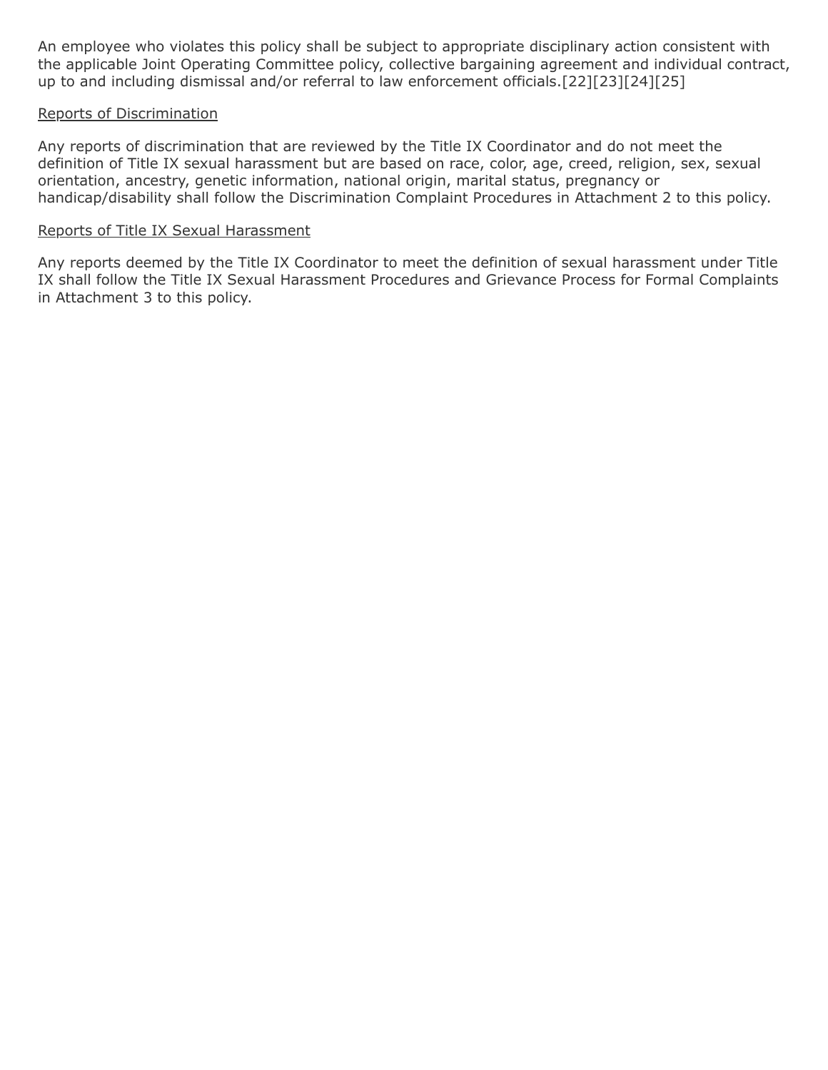An employee who violates this policy shall be subject to appropriate disciplinary action consistent with the applicable Joint Operating Committee policy, collective bargaining agreement and individual contract, up to and including dismissal and/or referral to law enforcement officials.[22][23][24][25]

<u>Reports of Discrimination</u>

Any reports of discrimination that are reviewed by the Title IX Coordinator and do not meet the definition of Title IX sexual harassment but are based on race, color, age, creed, religion, sex, sexual orientation, ancestry, genetic information, national origin, marital status, pregnancy or handicap/disability shall follow the Discrimination Complaint Procedures in Attachment 2 to this policy.

<u>Reports of Title IX Sexual Harassment</u>

Any reports deemed by the Title IX Coordinator to meet the definition of sexual harassment under Title IX shall follow the Title IX Sexual Harassment Procedures and Grievance Process for Formal Complaints in Attachment 3 to this policy.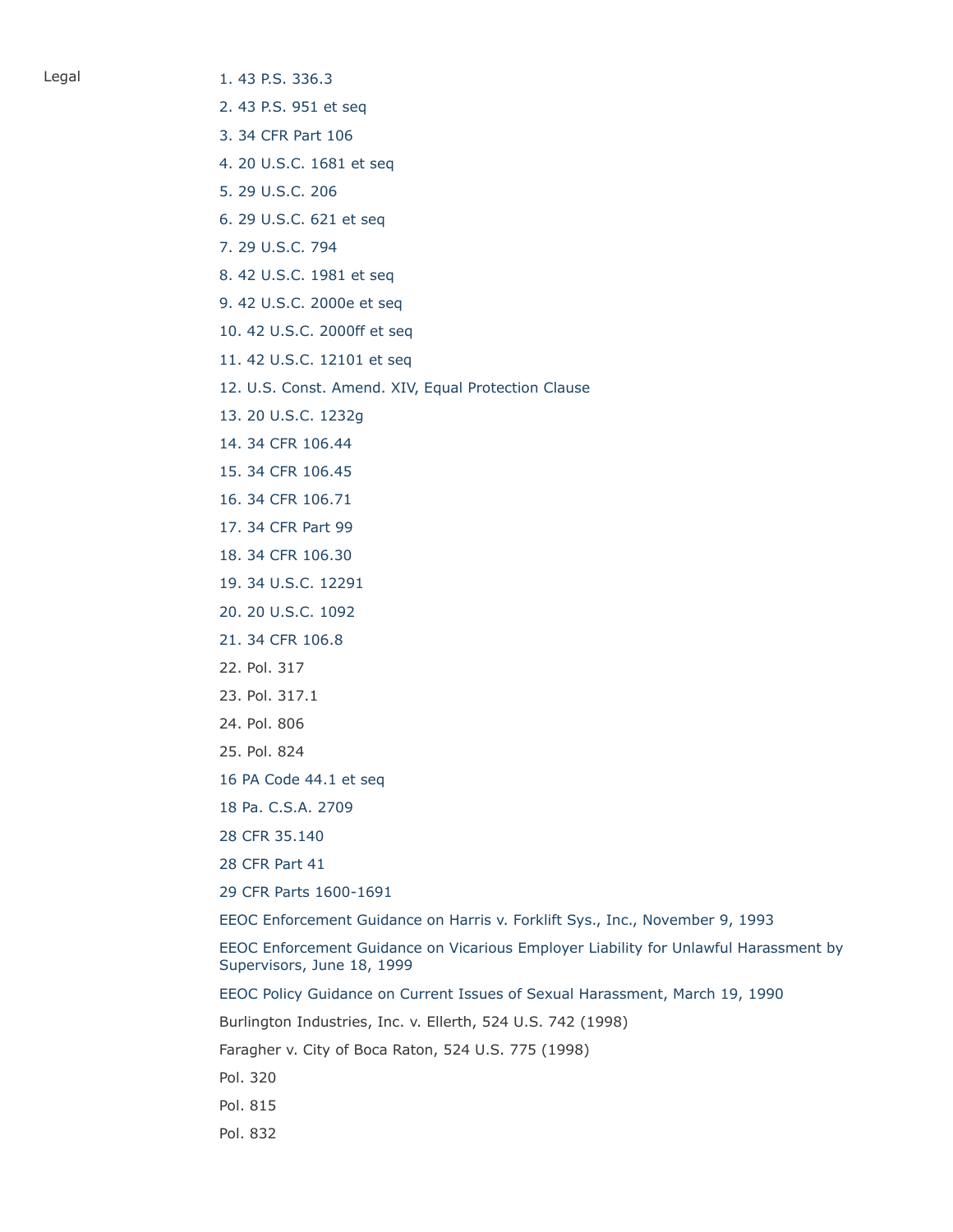Legal

1. 43 P.S. 336.3
2. 43 P.S. 951 et seq
3. 34 CFR Part 106
4. 20 U.S.C. 1681 et seq
5. 29 U.S.C. 206
6. 29 U.S.C. 621 et seq
7. 29 U.S.C. 794
8. 42 U.S.C. 1981 et seq
9. 42 U.S.C. 2000e et seq
10. 42 U.S.C. 2000ff et seq
11. 42 U.S.C. 12101 et seq
12. U.S. Const. Amend. XIV, Equal Protection Clause
13. 20 U.S.C. 1232g
14. 34 CFR 106.44
15. 34 CFR 106.45
16. 34 CFR 106.71
17. 34 CFR Part 99
18. 34 CFR 106.30
19. 34 U.S.C. 12291
20. 20 U.S.C. 1092
21. 34 CFR 106.8
22. Pol. 317
23. Pol. 317.1
24. Pol. 806
25. Pol. 824

16 PA Code 44.1 et seq

18 Pa. C.S.A. 2709

28 CFR 35.140

28 CFR Part 41

29 CFR Parts 1600-1691

EEOC Enforcement Guidance on Harris v. Forklift Sys., Inc., November 9, 1993

EEOC Enforcement Guidance on Vicarious Employer Liability for Unlawful Harassment by Supervisors, June 18, 1999

EEOC Policy Guidance on Current Issues of Sexual Harassment, March 19, 1990

Burlington Industries, Inc. v. Ellerth, 524 U.S. 742 (1998)

Faragher v. City of Boca Raton, 524 U.S. 775 (1998)

Pol. 320

Pol. 815

Pol. 832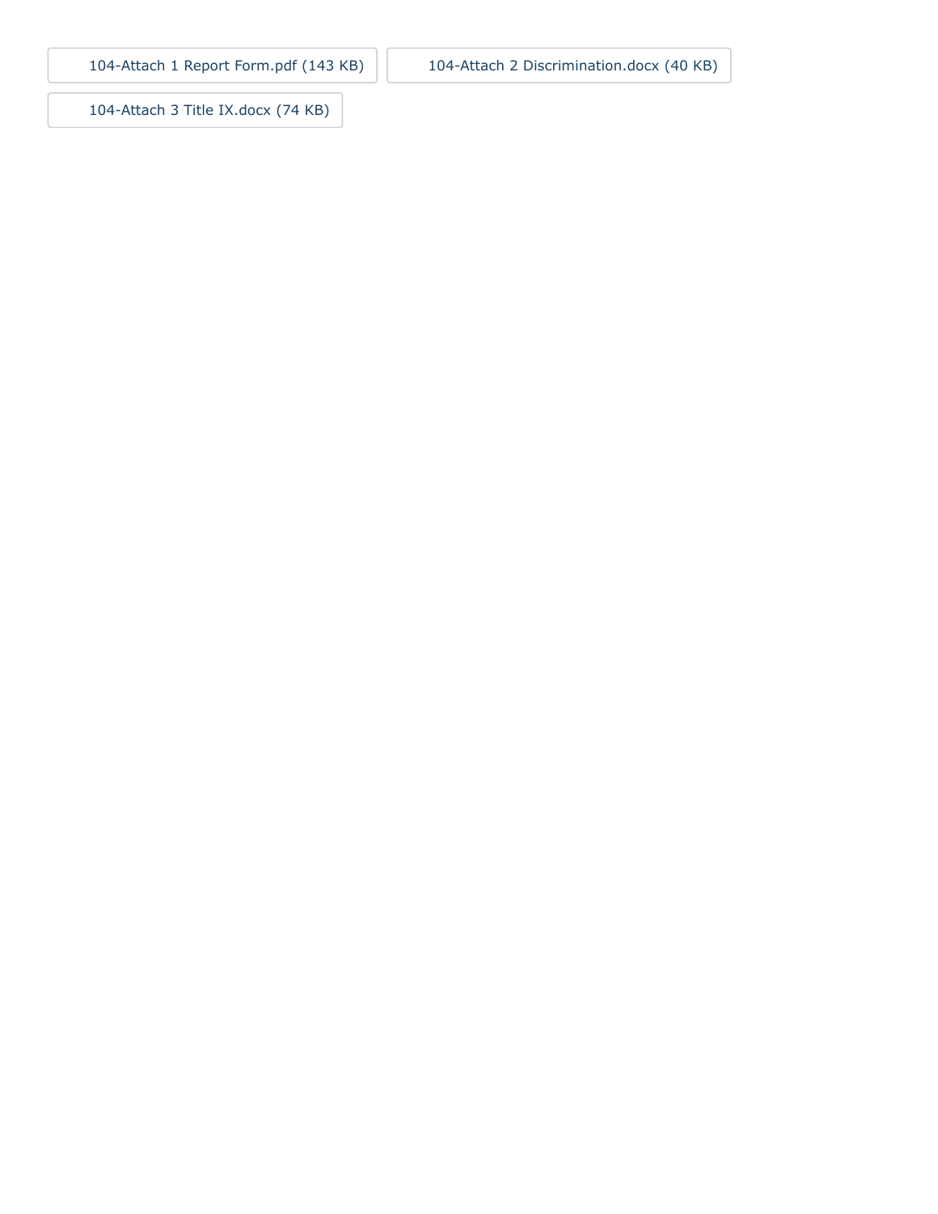104-Attach 1 Report Form.pdf (143 KB)

104-Attach 2 Discrimination.docx (40 KB)

104-Attach 3 Title IX.docx (74 KB)